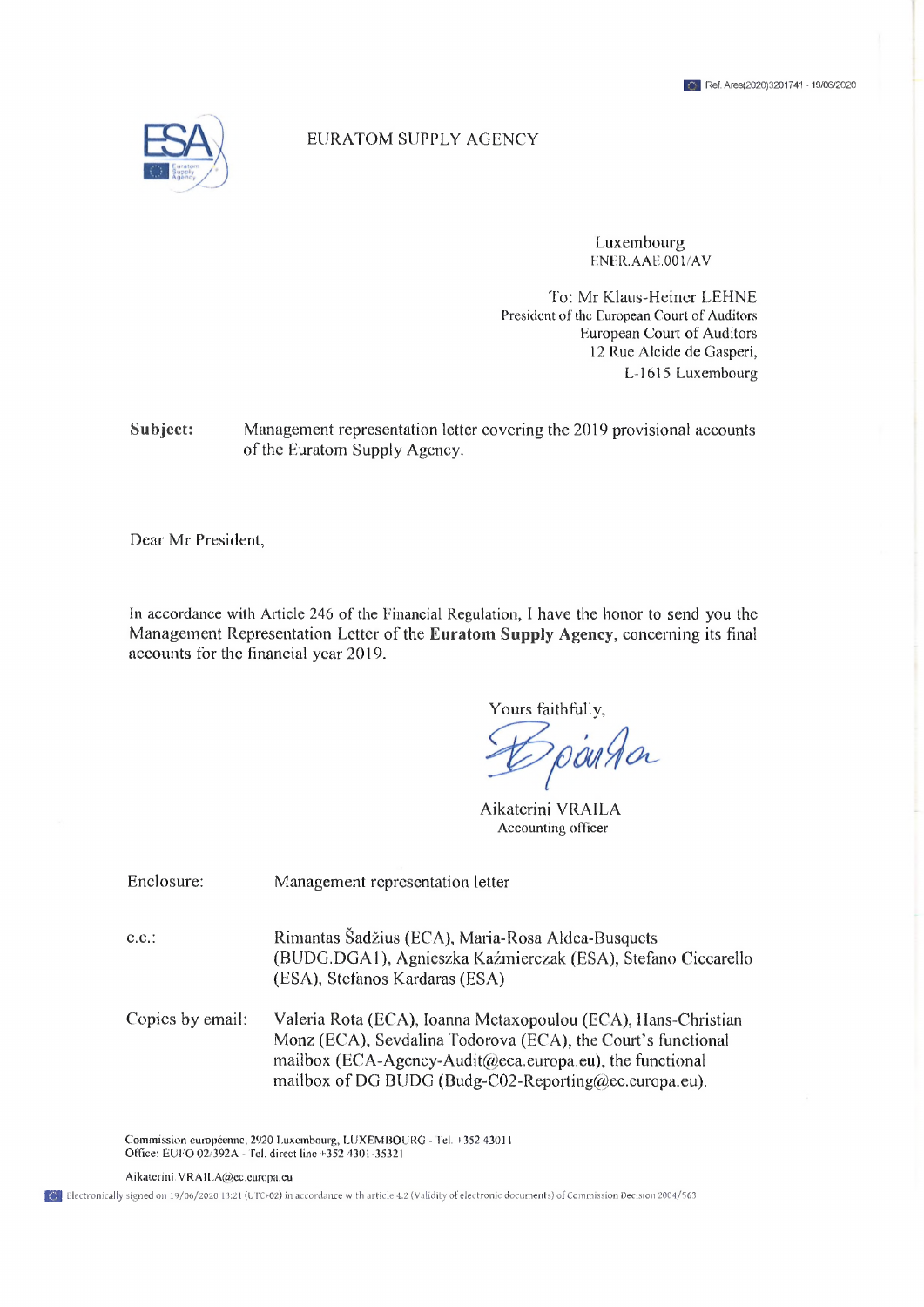Ref. Ares(2020)3201741 - 19/06/2020

EURATOM SUPPLY AGENCY

Luxembourg
ENER.AAE.001/AV

To: Mr Klaus-Heiner LEHNE
President of the European Court of Auditors
European Court of Auditors
12 Rue Alcide de Gasperi,
L-1615 Luxembourg

**Subject:** Management representation letter covering the 2019 provisional accounts of the Euratom Supply Agency.

Dear Mr President,

In accordance with Article 246 of the Financial Regulation, I have the honor to send you the Management Representation Letter of the **Euratom Supply Agency**, concerning its final accounts for the financial year 2019.

Yours faithfully,

Aikaterini VRAILA
Accounting officer

Enclosure: Management representation letter

c.c.: Rimantas Šadžius (ECA), Maria-Rosa Aldea-Busquets (BUDG.DGA1), Agnieszka Kaźmierczak (ESA), Stefano Ciccarello (ESA), Stefanos Kardaras (ESA)

Copies by email: Valeria Rota (ECA), Ioanna Metaxopoulou (ECA), Hans-Christian Monz (ECA), Sevdalina Todorova (ECA), the Court's functional mailbox (ECA-Agency-Audit@eca.europa.eu), the functional mailbox of DG BUDG (Budg-C02-Reporting@ec.europa.eu).

Commission européenne, 2920 Luxembourg, LUXEMBOURG - Tel. +352 43011
Office: EUFO 02/392A - Tel. direct line +352 4301-35321

Aikaterini.VRAILA@ec.europa.eu

Electronically signed on 19/06/2020 13:21 (UTC+02) in accordance with article 4.2 (Validity of electronic documents) of Commission Decision 2004/563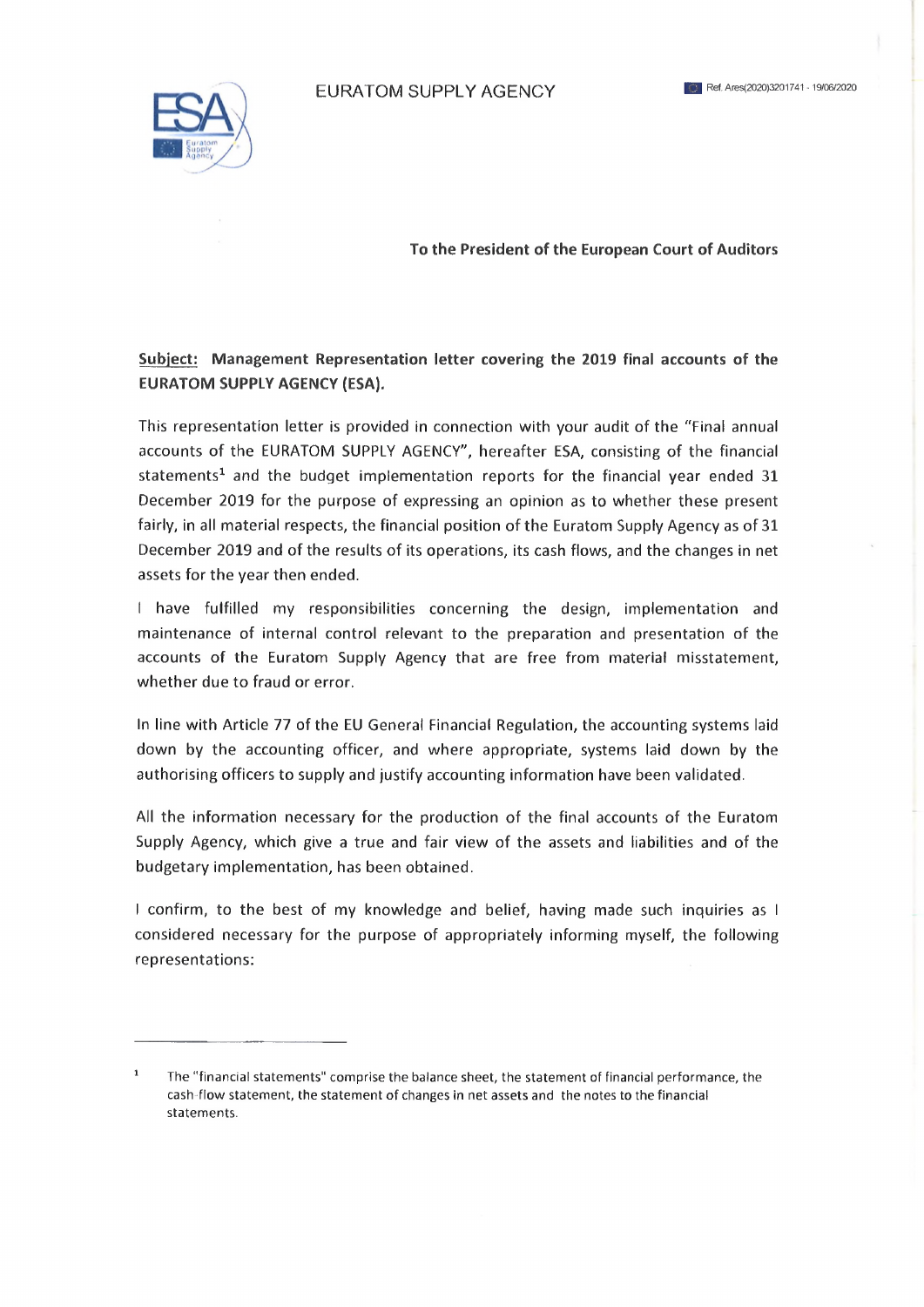EURATOM SUPPLY AGENCY

Ref. Ares(2020)3201741 - 19/06/2020

**To the President of the European Court of Auditors**

**Subject: Management Representation letter covering the 2019 final accounts of the EURATOM SUPPLY AGENCY (ESA).**

This representation letter is provided in connection with your audit of the "Final annual accounts of the EURATOM SUPPLY AGENCY", hereafter ESA, consisting of the financial statements[1] and the budget implementation reports for the financial year ended 31 December 2019 for the purpose of expressing an opinion as to whether these present fairly, in all material respects, the financial position of the Euratom Supply Agency as of 31 December 2019 and of the results of its operations, its cash flows, and the changes in net assets for the year then ended.

I have fulfilled my responsibilities concerning the design, implementation and maintenance of internal control relevant to the preparation and presentation of the accounts of the Euratom Supply Agency that are free from material misstatement, whether due to fraud or error.

In line with Article 77 of the EU General Financial Regulation, the accounting systems laid down by the accounting officer, and where appropriate, systems laid down by the authorising officers to supply and justify accounting information have been validated.

All the information necessary for the production of the final accounts of the Euratom Supply Agency, which give a true and fair view of the assets and liabilities and of the budgetary implementation, has been obtained.

I confirm, to the best of my knowledge and belief, having made such inquiries as I considered necessary for the purpose of appropriately informing myself, the following representations:

---

[1] The "financial statements" comprise the balance sheet, the statement of financial performance, the cash-flow statement, the statement of changes in net assets and the notes to the financial statements.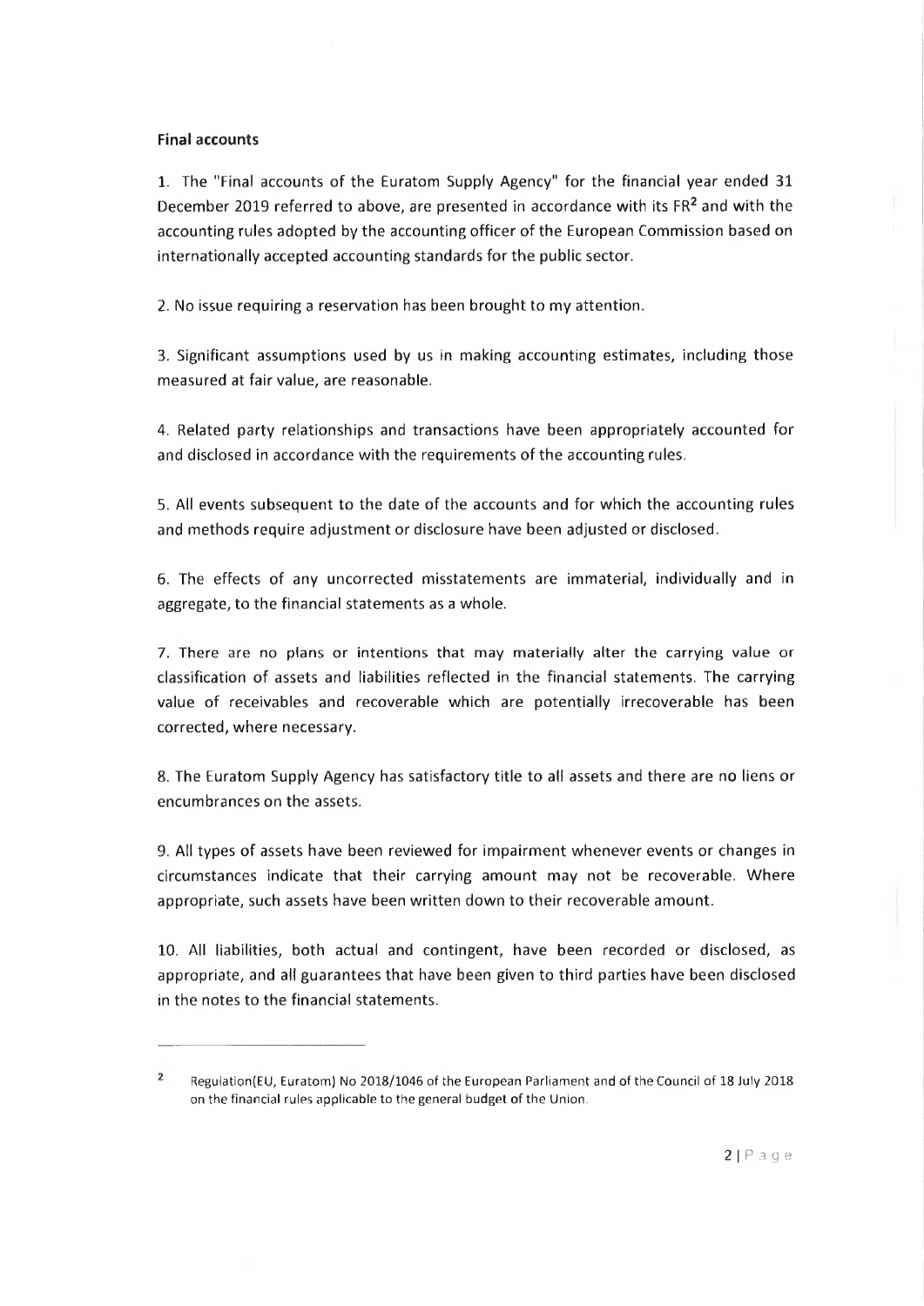**Final accounts**

1. The "Final accounts of the Euratom Supply Agency" for the financial year ended 31 December 2019 referred to above, are presented in accordance with its FR[2] and with the accounting rules adopted by the accounting officer of the European Commission based on internationally accepted accounting standards for the public sector.

2. No issue requiring a reservation has been brought to my attention.

3. Significant assumptions used by us in making accounting estimates, including those measured at fair value, are reasonable.

4. Related party relationships and transactions have been appropriately accounted for and disclosed in accordance with the requirements of the accounting rules.

5. All events subsequent to the date of the accounts and for which the accounting rules and methods require adjustment or disclosure have been adjusted or disclosed.

6. The effects of any uncorrected misstatements are immaterial, individually and in aggregate, to the financial statements as a whole.

7. There are no plans or intentions that may materially alter the carrying value or classification of assets and liabilities reflected in the financial statements. The carrying value of receivables and recoverable which are potentially irrecoverable has been corrected, where necessary.

8. The Euratom Supply Agency has satisfactory title to all assets and there are no liens or encumbrances on the assets.

9. All types of assets have been reviewed for impairment whenever events or changes in circumstances indicate that their carrying amount may not be recoverable. Where appropriate, such assets have been written down to their recoverable amount.

10. All liabilities, both actual and contingent, have been recorded or disclosed, as appropriate, and all guarantees that have been given to third parties have been disclosed in the notes to the financial statements.

---

[2] Regulation(EU, Euratom) No 2018/1046 of the European Parliament and of the Council of 18 July 2018 on the financial rules applicable to the general budget of the Union.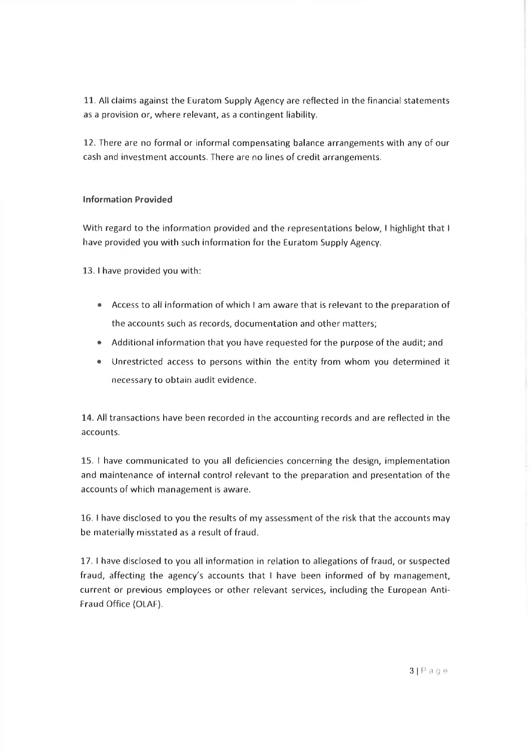11. All claims against the Euratom Supply Agency are reflected in the financial statements as a provision or, where relevant, as a contingent liability.

12. There are no formal or informal compensating balance arrangements with any of our cash and investment accounts. There are no lines of credit arrangements.

**Information Provided**

With regard to the information provided and the representations below, I highlight that I have provided you with such information for the Euratom Supply Agency.

13. I have provided you with:

- Access to all information of which I am aware that is relevant to the preparation of the accounts such as records, documentation and other matters;
- Additional information that you have requested for the purpose of the audit; and
- Unrestricted access to persons within the entity from whom you determined it necessary to obtain audit evidence.

14. All transactions have been recorded in the accounting records and are reflected in the accounts.

15. I have communicated to you all deficiencies concerning the design, implementation and maintenance of internal control relevant to the preparation and presentation of the accounts of which management is aware.

16. I have disclosed to you the results of my assessment of the risk that the accounts may be materially misstated as a result of fraud.

17. I have disclosed to you all information in relation to allegations of fraud, or suspected fraud, affecting the agency's accounts that I have been informed of by management, current or previous employees or other relevant services, including the European Anti-Fraud Office (OLAF).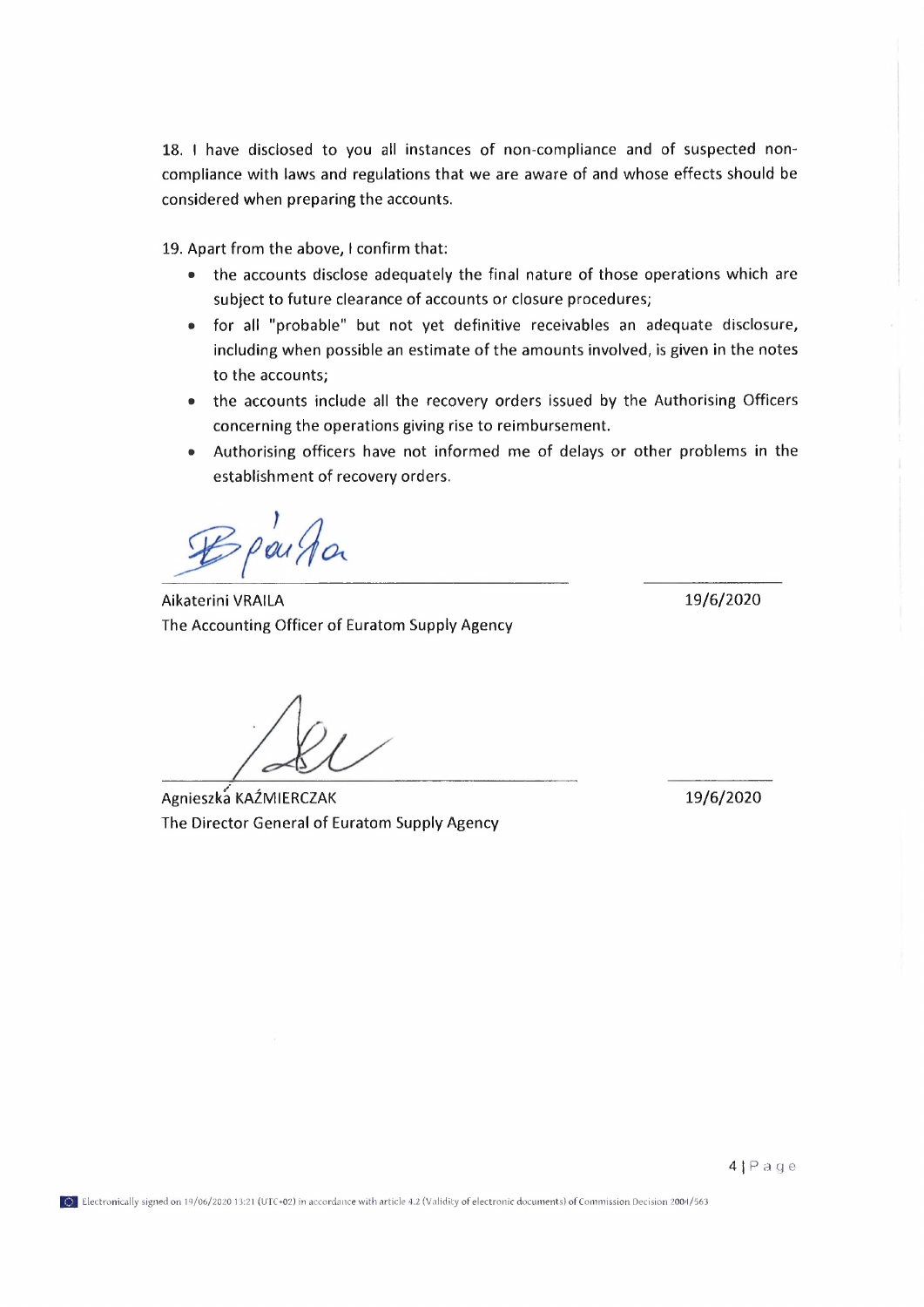18. I have disclosed to you all instances of non-compliance and of suspected non-compliance with laws and regulations that we are aware of and whose effects should be considered when preparing the accounts.

19. Apart from the above, I confirm that:

- the accounts disclose adequately the final nature of those operations which are subject to future clearance of accounts or closure procedures;
- for all "probable" but not yet definitive receivables an adequate disclosure, including when possible an estimate of the amounts involved, is given in the notes to the accounts;
- the accounts include all the recovery orders issued by the Authorising Officers concerning the operations giving rise to reimbursement.
- Authorising officers have not informed me of delays or other problems in the establishment of recovery orders.

Aikaterini VRAILA
The Accounting Officer of Euratom Supply Agency

19/6/2020

Agnieszka KAŹMIERCZAK
The Director General of Euratom Supply Agency

19/6/2020

Electronically signed on 19/06/2020 13:21 (UTC+02) in accordance with article 4.2 (Validity of electronic documents) of Commission Decision 2004/563